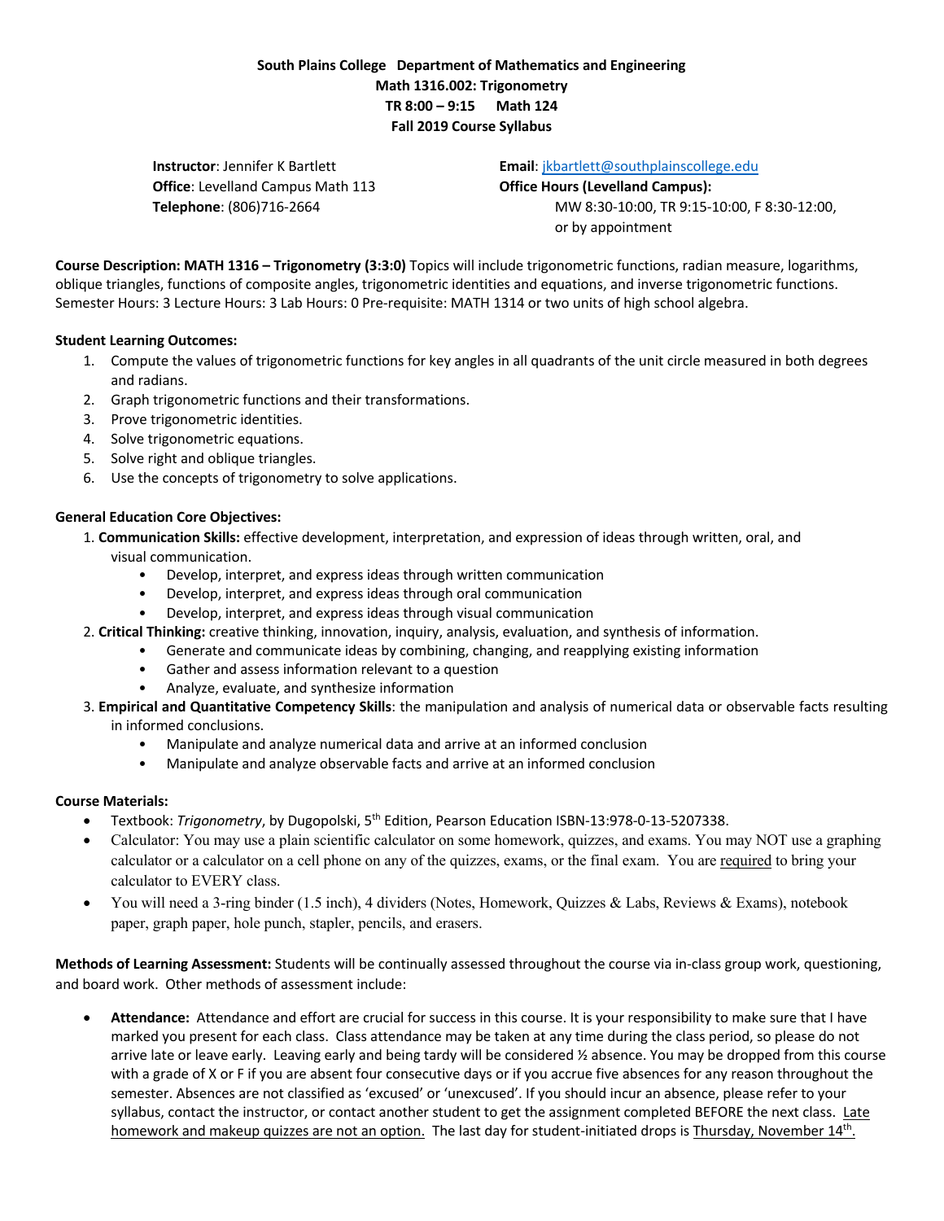**South Plains College Department of Mathematics and Engineering**
**Math 1316.002: Trigonometry**
**TR 8:00 – 9:15 Math 124**
**Fall 2019 Course Syllabus**

**Instructor**: Jennifer K Bartlett
**Office**: Levelland Campus Math 113
**Telephone**: (806)716-2664

**Email**: jkbartlett@southplainscollege.edu
**Office Hours (Levelland Campus):**
MW 8:30-10:00, TR 9:15-10:00, F 8:30-12:00, or by appointment

**Course Description: MATH 1316 – Trigonometry (3:3:0)** Topics will include trigonometric functions, radian measure, logarithms, oblique triangles, functions of composite angles, trigonometric identities and equations, and inverse trigonometric functions. Semester Hours: 3 Lecture Hours: 3 Lab Hours: 0 Pre-requisite: MATH 1314 or two units of high school algebra.

**Student Learning Outcomes:**

1. Compute the values of trigonometric functions for key angles in all quadrants of the unit circle measured in both degrees and radians.
2. Graph trigonometric functions and their transformations.
3. Prove trigonometric identities.
4. Solve trigonometric equations.
5. Solve right and oblique triangles.
6. Use the concepts of trigonometry to solve applications.

**General Education Core Objectives:**

1. **Communication Skills:** effective development, interpretation, and expression of ideas through written, oral, and visual communication.
   - Develop, interpret, and express ideas through written communication
   - Develop, interpret, and express ideas through oral communication
   - Develop, interpret, and express ideas through visual communication
2. **Critical Thinking:** creative thinking, innovation, inquiry, analysis, evaluation, and synthesis of information.
   - Generate and communicate ideas by combining, changing, and reapplying existing information
   - Gather and assess information relevant to a question
   - Analyze, evaluate, and synthesize information
3. **Empirical and Quantitative Competency Skills**: the manipulation and analysis of numerical data or observable facts resulting in informed conclusions.
   - Manipulate and analyze numerical data and arrive at an informed conclusion
   - Manipulate and analyze observable facts and arrive at an informed conclusion

**Course Materials:**

- Textbook: *Trigonometry*, by Dugopolski, 5th Edition, Pearson Education ISBN-13:978-0-13-5207338.
- Calculator: You may use a plain scientific calculator on some homework, quizzes, and exams. You may NOT use a graphing calculator or a calculator on a cell phone on any of the quizzes, exams, or the final exam. You are required to bring your calculator to EVERY class.
- You will need a 3-ring binder (1.5 inch), 4 dividers (Notes, Homework, Quizzes & Labs, Reviews & Exams), notebook paper, graph paper, hole punch, stapler, pencils, and erasers.

**Methods of Learning Assessment:** Students will be continually assessed throughout the course via in-class group work, questioning, and board work. Other methods of assessment include:

- **Attendance:** Attendance and effort are crucial for success in this course. It is your responsibility to make sure that I have marked you present for each class. Class attendance may be taken at any time during the class period, so please do not arrive late or leave early. Leaving early and being tardy will be considered ½ absence. You may be dropped from this course with a grade of X or F if you are absent four consecutive days or if you accrue five absences for any reason throughout the semester. Absences are not classified as 'excused' or 'unexcused'. If you should incur an absence, please refer to your syllabus, contact the instructor, or contact another student to get the assignment completed BEFORE the next class. Late homework and makeup quizzes are not an option. The last day for student-initiated drops is Thursday, November 14th.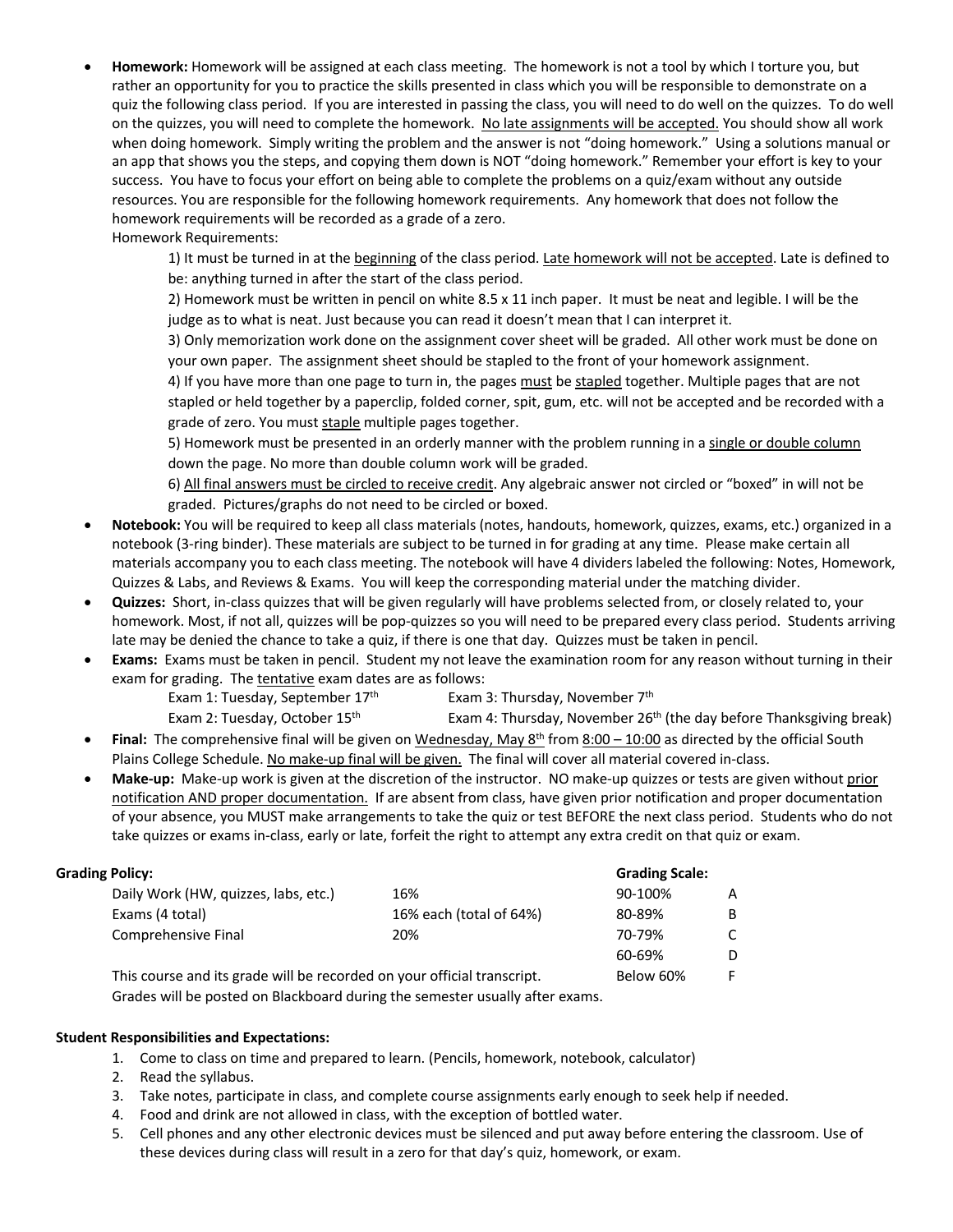- **Homework:** Homework will be assigned at each class meeting. The homework is not a tool by which I torture you, but rather an opportunity for you to practice the skills presented in class which you will be responsible to demonstrate on a quiz the following class period. If you are interested in passing the class, you will need to do well on the quizzes. To do well on the quizzes, you will need to complete the homework. No late assignments will be accepted. You should show all work when doing homework. Simply writing the problem and the answer is not "doing homework." Using a solutions manual or an app that shows you the steps, and copying them down is NOT "doing homework." Remember your effort is key to your success. You have to focus your effort on being able to complete the problems on a quiz/exam without any outside resources. You are responsible for the following homework requirements. Any homework that does not follow the homework requirements will be recorded as a grade of a zero.

  Homework Requirements:

  1) It must be turned in at the beginning of the class period. Late homework will not be accepted. Late is defined to be: anything turned in after the start of the class period.

  2) Homework must be written in pencil on white 8.5 x 11 inch paper. It must be neat and legible. I will be the judge as to what is neat. Just because you can read it doesn't mean that I can interpret it.

  3) Only memorization work done on the assignment cover sheet will be graded. All other work must be done on your own paper. The assignment sheet should be stapled to the front of your homework assignment.

  4) If you have more than one page to turn in, the pages must be stapled together. Multiple pages that are not stapled or held together by a paperclip, folded corner, spit, gum, etc. will not be accepted and be recorded with a grade of zero. You must staple multiple pages together.

  5) Homework must be presented in an orderly manner with the problem running in a single or double column down the page. No more than double column work will be graded.

  6) All final answers must be circled to receive credit. Any algebraic answer not circled or "boxed" in will not be graded. Pictures/graphs do not need to be circled or boxed.

- **Notebook:** You will be required to keep all class materials (notes, handouts, homework, quizzes, exams, etc.) organized in a notebook (3-ring binder). These materials are subject to be turned in for grading at any time. Please make certain all materials accompany you to each class meeting. The notebook will have 4 dividers labeled the following: Notes, Homework, Quizzes & Labs, and Reviews & Exams. You will keep the corresponding material under the matching divider.
- **Quizzes:** Short, in-class quizzes that will be given regularly will have problems selected from, or closely related to, your homework. Most, if not all, quizzes will be pop-quizzes so you will need to be prepared every class period. Students arriving late may be denied the chance to take a quiz, if there is one that day. Quizzes must be taken in pencil.
- **Exams:** Exams must be taken in pencil. Student my not leave the examination room for any reason without turning in their exam for grading. The tentative exam dates are as follows:

  Exam 1: Tuesday, September 17th
  Exam 2: Tuesday, October 15th
  Exam 3: Thursday, November 7th
  Exam 4: Thursday, November 26th (the day before Thanksgiving break)

- **Final:** The comprehensive final will be given on Wednesday, May 8th from 8:00 – 10:00 as directed by the official South Plains College Schedule. No make-up final will be given. The final will cover all material covered in-class.
- **Make-up:** Make-up work is given at the discretion of the instructor. NO make-up quizzes or tests are given without prior notification AND proper documentation. If are absent from class, have given prior notification and proper documentation of your absence, you MUST make arrangements to take the quiz or test BEFORE the next class period. Students who do not take quizzes or exams in-class, early or late, forfeit the right to attempt any extra credit on that quiz or exam.

**Grading Policy:**

| Category | Weight |
|---|---|
| Daily Work (HW, quizzes, labs, etc.) | 16% |
| Exams (4 total) | 16% each (total of 64%) |
| Comprehensive Final | 20% |

**Grading Scale:**

| Range | Grade |
|---|---|
| 90-100% | A |
| 80-89% | B |
| 70-79% | C |
| 60-69% | D |
| Below 60% | F |

This course and its grade will be recorded on your official transcript.
Grades will be posted on Blackboard during the semester usually after exams.

**Student Responsibilities and Expectations:**

1. Come to class on time and prepared to learn. (Pencils, homework, notebook, calculator)
2. Read the syllabus.
3. Take notes, participate in class, and complete course assignments early enough to seek help if needed.
4. Food and drink are not allowed in class, with the exception of bottled water.
5. Cell phones and any other electronic devices must be silenced and put away before entering the classroom. Use of these devices during class will result in a zero for that day's quiz, homework, or exam.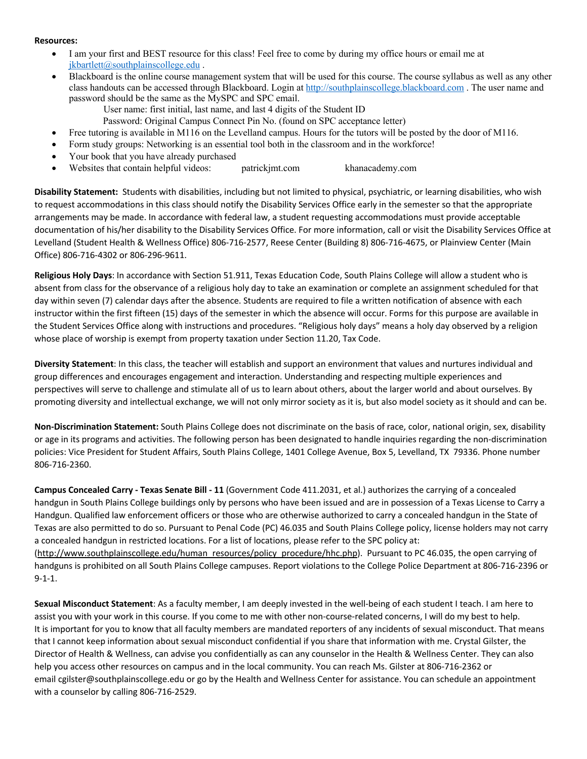**Resources:**

- I am your first and BEST resource for this class! Feel free to come by during my office hours or email me at jkbartlett@southplainscollege.edu .
- Blackboard is the online course management system that will be used for this course. The course syllabus as well as any other class handouts can be accessed through Blackboard. Login at http://southplainscollege.blackboard.com . The user name and password should be the same as the MySPC and SPC email.

    User name: first initial, last name, and last 4 digits of the Student ID

    Password: Original Campus Connect Pin No. (found on SPC acceptance letter)
- Free tutoring is available in M116 on the Levelland campus. Hours for the tutors will be posted by the door of M116.
- Form study groups: Networking is an essential tool both in the classroom and in the workforce!
- Your book that you have already purchased
- Websites that contain helpful videos: patrickjmt.com khanacademy.com

**Disability Statement:** Students with disabilities, including but not limited to physical, psychiatric, or learning disabilities, who wish to request accommodations in this class should notify the Disability Services Office early in the semester so that the appropriate arrangements may be made. In accordance with federal law, a student requesting accommodations must provide acceptable documentation of his/her disability to the Disability Services Office. For more information, call or visit the Disability Services Office at Levelland (Student Health & Wellness Office) 806-716-2577, Reese Center (Building 8) 806-716-4675, or Plainview Center (Main Office) 806-716-4302 or 806-296-9611.

**Religious Holy Days**: In accordance with Section 51.911, Texas Education Code, South Plains College will allow a student who is absent from class for the observance of a religious holy day to take an examination or complete an assignment scheduled for that day within seven (7) calendar days after the absence. Students are required to file a written notification of absence with each instructor within the first fifteen (15) days of the semester in which the absence will occur. Forms for this purpose are available in the Student Services Office along with instructions and procedures. "Religious holy days" means a holy day observed by a religion whose place of worship is exempt from property taxation under Section 11.20, Tax Code.

**Diversity Statement**: In this class, the teacher will establish and support an environment that values and nurtures individual and group differences and encourages engagement and interaction. Understanding and respecting multiple experiences and perspectives will serve to challenge and stimulate all of us to learn about others, about the larger world and about ourselves. By promoting diversity and intellectual exchange, we will not only mirror society as it is, but also model society as it should and can be.

**Non-Discrimination Statement:** South Plains College does not discriminate on the basis of race, color, national origin, sex, disability or age in its programs and activities. The following person has been designated to handle inquiries regarding the non-discrimination policies: Vice President for Student Affairs, South Plains College, 1401 College Avenue, Box 5, Levelland, TX 79336. Phone number 806-716-2360.

**Campus Concealed Carry - Texas Senate Bill - 11** (Government Code 411.2031, et al.) authorizes the carrying of a concealed handgun in South Plains College buildings only by persons who have been issued and are in possession of a Texas License to Carry a Handgun. Qualified law enforcement officers or those who are otherwise authorized to carry a concealed handgun in the State of Texas are also permitted to do so. Pursuant to Penal Code (PC) 46.035 and South Plains College policy, license holders may not carry a concealed handgun in restricted locations. For a list of locations, please refer to the SPC policy at: (http://www.southplainscollege.edu/human_resources/policy_procedure/hhc.php). Pursuant to PC 46.035, the open carrying of handguns is prohibited on all South Plains College campuses. Report violations to the College Police Department at 806-716-2396 or 9-1-1.

**Sexual Misconduct Statement**: As a faculty member, I am deeply invested in the well-being of each student I teach. I am here to assist you with your work in this course. If you come to me with other non-course-related concerns, I will do my best to help. It is important for you to know that all faculty members are mandated reporters of any incidents of sexual misconduct. That means that I cannot keep information about sexual misconduct confidential if you share that information with me. Crystal Gilster, the Director of Health & Wellness, can advise you confidentially as can any counselor in the Health & Wellness Center. They can also help you access other resources on campus and in the local community. You can reach Ms. Gilster at 806-716-2362 or email cgilster@southplainscollege.edu or go by the Health and Wellness Center for assistance. You can schedule an appointment with a counselor by calling 806-716-2529.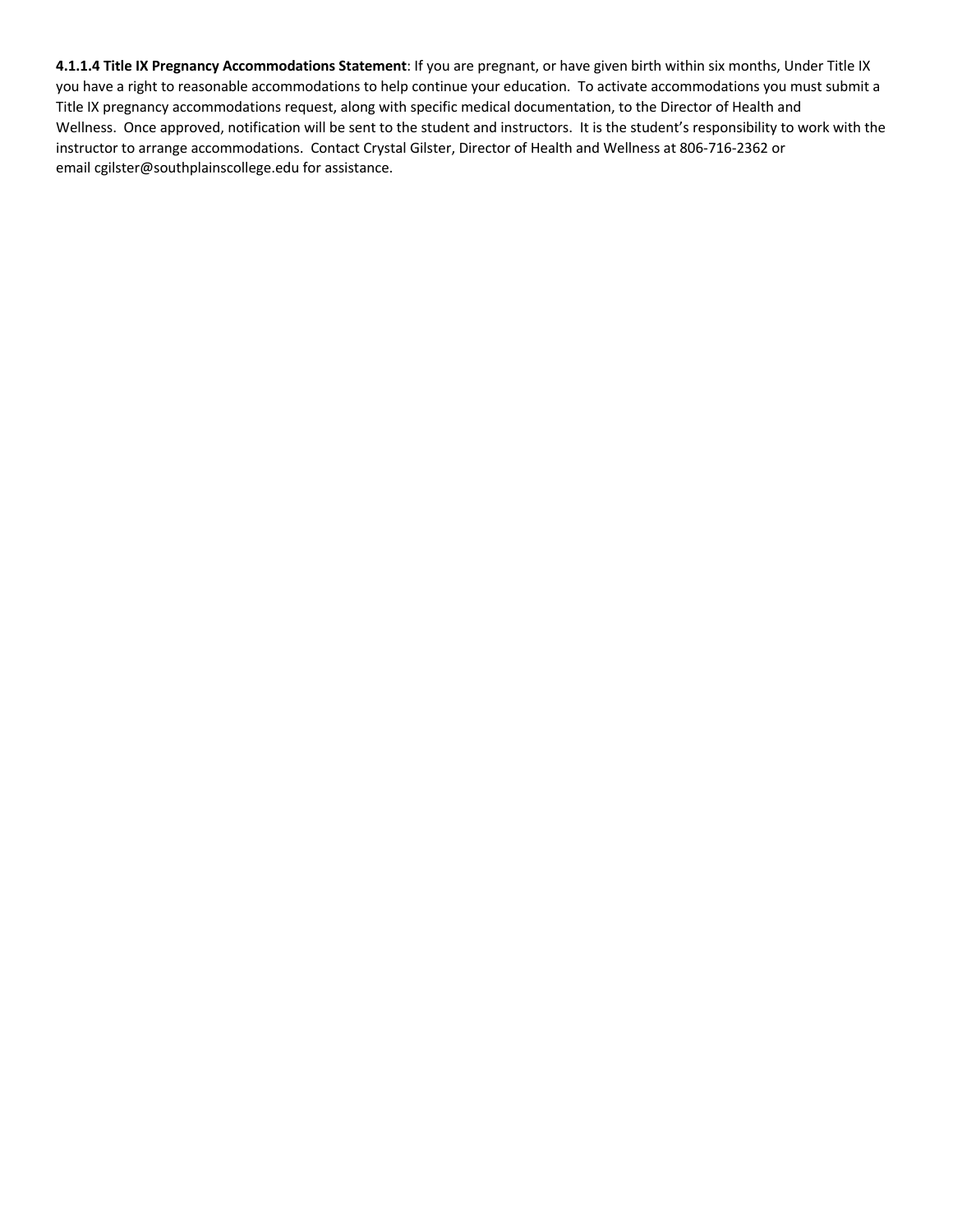**4.1.1.4 Title IX Pregnancy Accommodations Statement**: If you are pregnant, or have given birth within six months, Under Title IX you have a right to reasonable accommodations to help continue your education. To activate accommodations you must submit a Title IX pregnancy accommodations request, along with specific medical documentation, to the Director of Health and Wellness. Once approved, notification will be sent to the student and instructors. It is the student's responsibility to work with the instructor to arrange accommodations. Contact Crystal Gilster, Director of Health and Wellness at 806-716-2362 or email cgilster@southplainscollege.edu for assistance.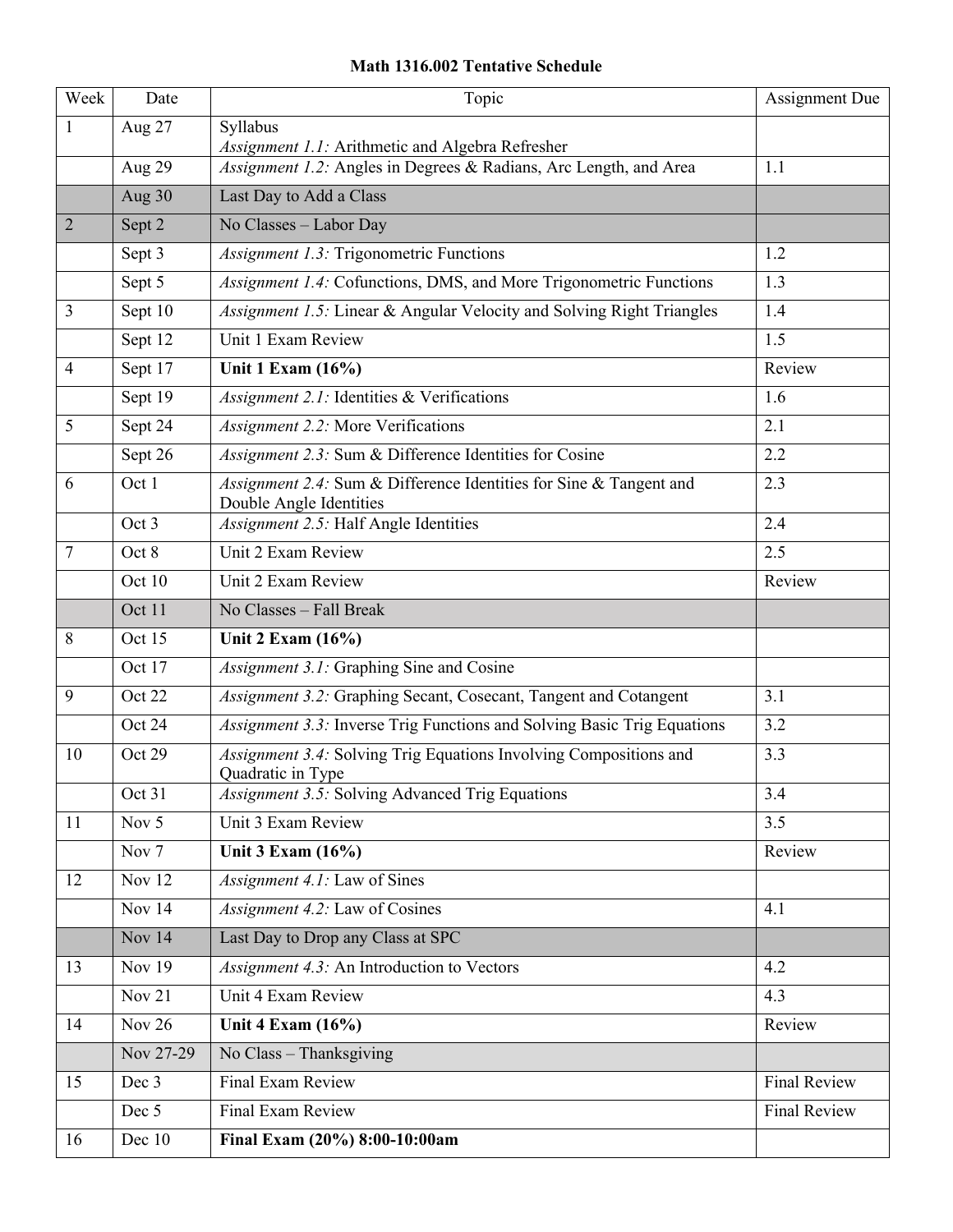**Math 1316.002 Tentative Schedule**

| Week | Date | Topic | Assignment Due |
|---|---|---|---|
| 1 | Aug 27 | Syllabus<br>*Assignment 1.1:* Arithmetic and Algebra Refresher | |
| | Aug 29 | *Assignment 1.2:* Angles in Degrees & Radians, Arc Length, and Area | 1.1 |
| | Aug 30 | Last Day to Add a Class | |
| 2 | Sept 2 | No Classes – Labor Day | |
| | Sept 3 | *Assignment 1.3:* Trigonometric Functions | 1.2 |
| | Sept 5 | *Assignment 1.4:* Cofunctions, DMS, and More Trigonometric Functions | 1.3 |
| 3 | Sept 10 | *Assignment 1.5:* Linear & Angular Velocity and Solving Right Triangles | 1.4 |
| | Sept 12 | Unit 1 Exam Review | 1.5 |
| 4 | Sept 17 | **Unit 1 Exam (16%)** | Review |
| | Sept 19 | *Assignment 2.1:* Identities & Verifications | 1.6 |
| 5 | Sept 24 | *Assignment 2.2:* More Verifications | 2.1 |
| | Sept 26 | *Assignment 2.3:* Sum & Difference Identities for Cosine | 2.2 |
| 6 | Oct 1 | *Assignment 2.4:* Sum & Difference Identities for Sine & Tangent and Double Angle Identities | 2.3 |
| | Oct 3 | *Assignment 2.5:* Half Angle Identities | 2.4 |
| 7 | Oct 8 | Unit 2 Exam Review | 2.5 |
| | Oct 10 | Unit 2 Exam Review | Review |
| | Oct 11 | No Classes – Fall Break | |
| 8 | Oct 15 | **Unit 2 Exam (16%)** | |
| | Oct 17 | *Assignment 3.1:* Graphing Sine and Cosine | |
| 9 | Oct 22 | *Assignment 3.2:* Graphing Secant, Cosecant, Tangent and Cotangent | 3.1 |
| | Oct 24 | *Assignment 3.3:* Inverse Trig Functions and Solving Basic Trig Equations | 3.2 |
| 10 | Oct 29 | *Assignment 3.4:* Solving Trig Equations Involving Compositions and Quadratic in Type | 3.3 |
| | Oct 31 | *Assignment 3.5:* Solving Advanced Trig Equations | 3.4 |
| 11 | Nov 5 | Unit 3 Exam Review | 3.5 |
| | Nov 7 | **Unit 3 Exam (16%)** | Review |
| 12 | Nov 12 | *Assignment 4.1:* Law of Sines | |
| | Nov 14 | *Assignment 4.2:* Law of Cosines | 4.1 |
| | Nov 14 | Last Day to Drop any Class at SPC | |
| 13 | Nov 19 | *Assignment 4.3:* An Introduction to Vectors | 4.2 |
| | Nov 21 | Unit 4 Exam Review | 4.3 |
| 14 | Nov 26 | **Unit 4 Exam (16%)** | Review |
| | Nov 27-29 | No Class – Thanksgiving | |
| 15 | Dec 3 | Final Exam Review | Final Review |
| | Dec 5 | Final Exam Review | Final Review |
| 16 | Dec 10 | **Final Exam (20%) 8:00-10:00am** | |